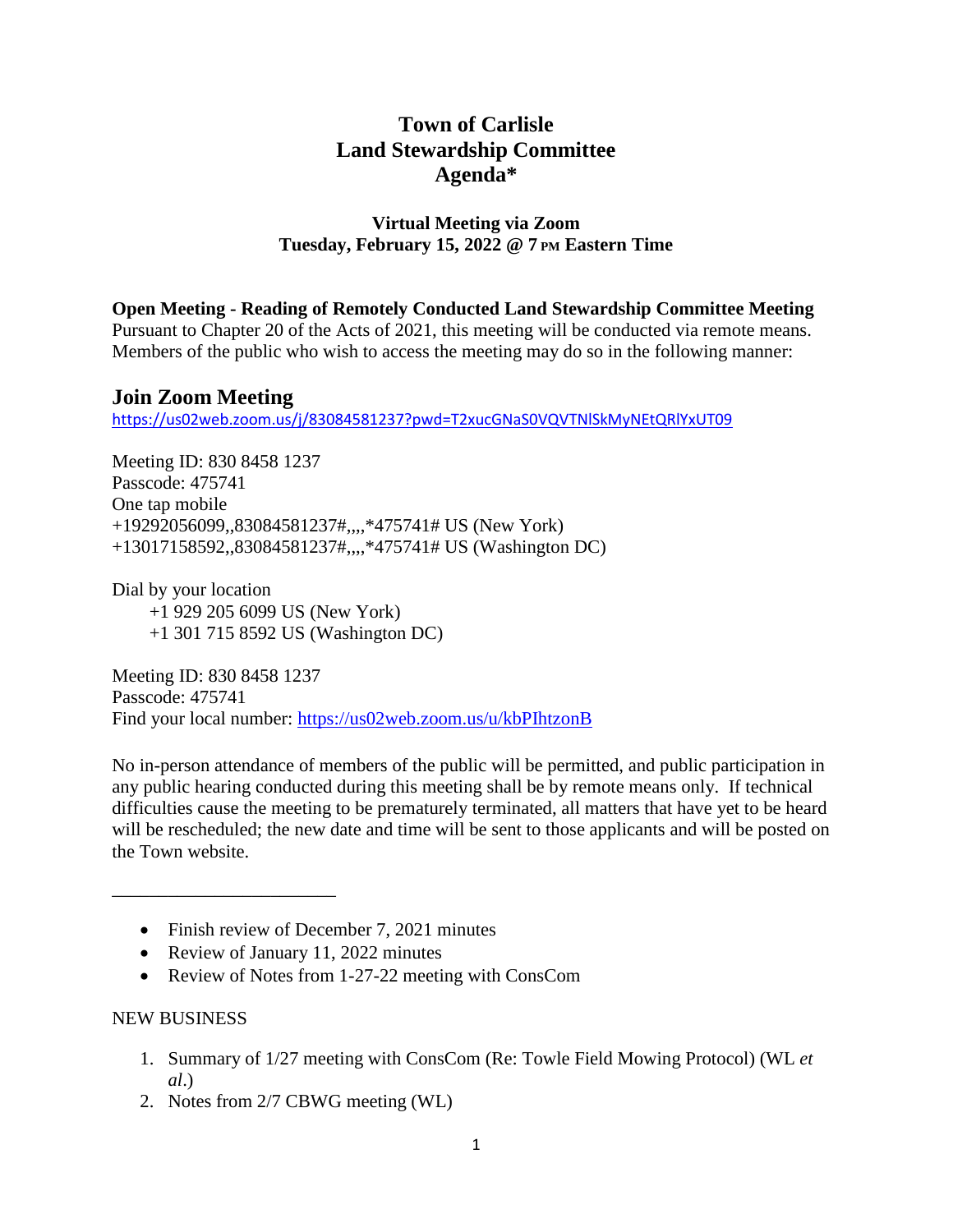# Town of Carlisle
# Land Stewardship Committee
# Agenda*

**Virtual Meeting via Zoom**
**Tuesday, February 15, 2022 @ 7 PM Eastern Time**

**Open Meeting - Reading of Remotely Conducted Land Stewardship Committee Meeting**
Pursuant to Chapter 20 of the Acts of 2021, this meeting will be conducted via remote means. Members of the public who wish to access the meeting may do so in the following manner:

## Join Zoom Meeting

https://us02web.zoom.us/j/83084581237?pwd=T2xucGNaS0VQVTNlSkMyNEtQRlYxUT09

Meeting ID: 830 8458 1237
Passcode: 475741
One tap mobile
+19292056099,,83084581237#,,,,*475741# US (New York)
+13017158592,,83084581237#,,,,*475741# US (Washington DC)

Dial by your location
+1 929 205 6099 US (New York)
+1 301 715 8592 US (Washington DC)

Meeting ID: 830 8458 1237
Passcode: 475741
Find your local number: https://us02web.zoom.us/u/kbPIhtzonB

No in-person attendance of members of the public will be permitted, and public participation in any public hearing conducted during this meeting shall be by remote means only. If technical difficulties cause the meeting to be prematurely terminated, all matters that have yet to be heard will be rescheduled; the new date and time will be sent to those applicants and will be posted on the Town website.

---

- Finish review of December 7, 2021 minutes
- Review of January 11, 2022 minutes
- Review of Notes from 1-27-22 meeting with ConsCom

NEW BUSINESS

1. Summary of 1/27 meeting with ConsCom (Re: Towle Field Mowing Protocol) (WL *et al*.)
2. Notes from 2/7 CBWG meeting (WL)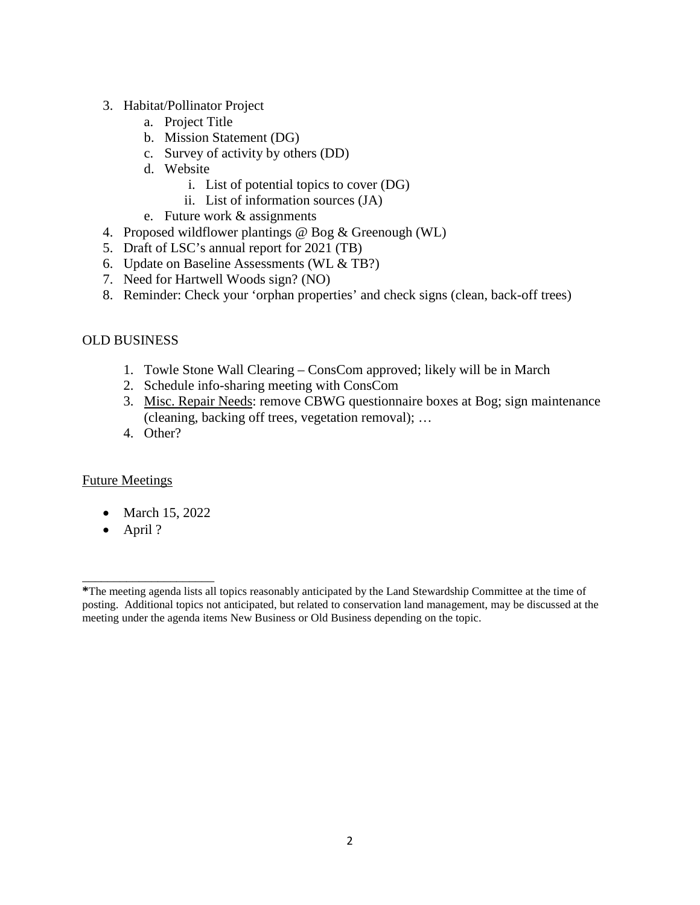3. Habitat/Pollinator Project
    a. Project Title
    b. Mission Statement (DG)
    c. Survey of activity by others (DD)
    d. Website
        i. List of potential topics to cover (DG)
        ii. List of information sources (JA)
    e. Future work & assignments
4. Proposed wildflower plantings @ Bog & Greenough (WL)
5. Draft of LSC's annual report for 2021 (TB)
6. Update on Baseline Assessments (WL & TB?)
7. Need for Hartwell Woods sign? (NO)
8. Reminder: Check your 'orphan properties' and check signs (clean, back-off trees)

OLD BUSINESS

1. Towle Stone Wall Clearing – ConsCom approved; likely will be in March
2. Schedule info-sharing meeting with ConsCom
3. Misc. Repair Needs: remove CBWG questionnaire boxes at Bog; sign maintenance (cleaning, backing off trees, vegetation removal); …
4. Other?

Future Meetings

- March 15, 2022
- April ?

______________________

**\***The meeting agenda lists all topics reasonably anticipated by the Land Stewardship Committee at the time of posting. Additional topics not anticipated, but related to conservation land management, may be discussed at the meeting under the agenda items New Business or Old Business depending on the topic.